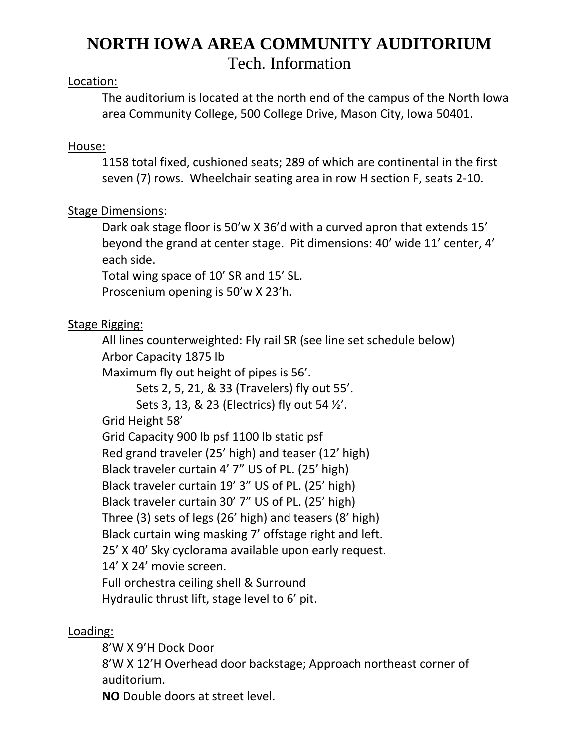# NORTH IOWA AREA COMMUNITY AUDITORIUM

## Tech. Information

Location:

The auditorium is located at the north end of the campus of the North Iowa area Community College, 500 College Drive, Mason City, Iowa 50401.

House:

1158 total fixed, cushioned seats; 289 of which are continental in the first seven (7) rows. Wheelchair seating area in row H section F, seats 2-10.

Stage Dimensions:

Dark oak stage floor is 50'w X 36'd with a curved apron that extends 15' beyond the grand at center stage. Pit dimensions: 40' wide 11' center, 4' each side.
Total wing space of 10' SR and 15' SL.
Proscenium opening is 50'w X 23'h.

Stage Rigging:

All lines counterweighted: Fly rail SR (see line set schedule below)
Arbor Capacity 1875 lb
Maximum fly out height of pipes is 56'.
- Sets 2, 5, 21, & 33 (Travelers) fly out 55'.
- Sets 3, 13, & 23 (Electrics) fly out 54 ½'.

Grid Height 58'
Grid Capacity 900 lb psf 1100 lb static psf
Red grand traveler (25' high) and teaser (12' high)
Black traveler curtain 4' 7" US of PL. (25' high)
Black traveler curtain 19' 3" US of PL. (25' high)
Black traveler curtain 30' 7" US of PL. (25' high)
Three (3) sets of legs (26' high) and teasers (8' high)
Black curtain wing masking 7' offstage right and left.
25' X 40' Sky cyclorama available upon early request.
14' X 24' movie screen.
Full orchestra ceiling shell & Surround
Hydraulic thrust lift, stage level to 6' pit.

Loading:

8'W X 9'H Dock Door
8'W X 12'H Overhead door backstage; Approach northeast corner of auditorium.
**NO** Double doors at street level.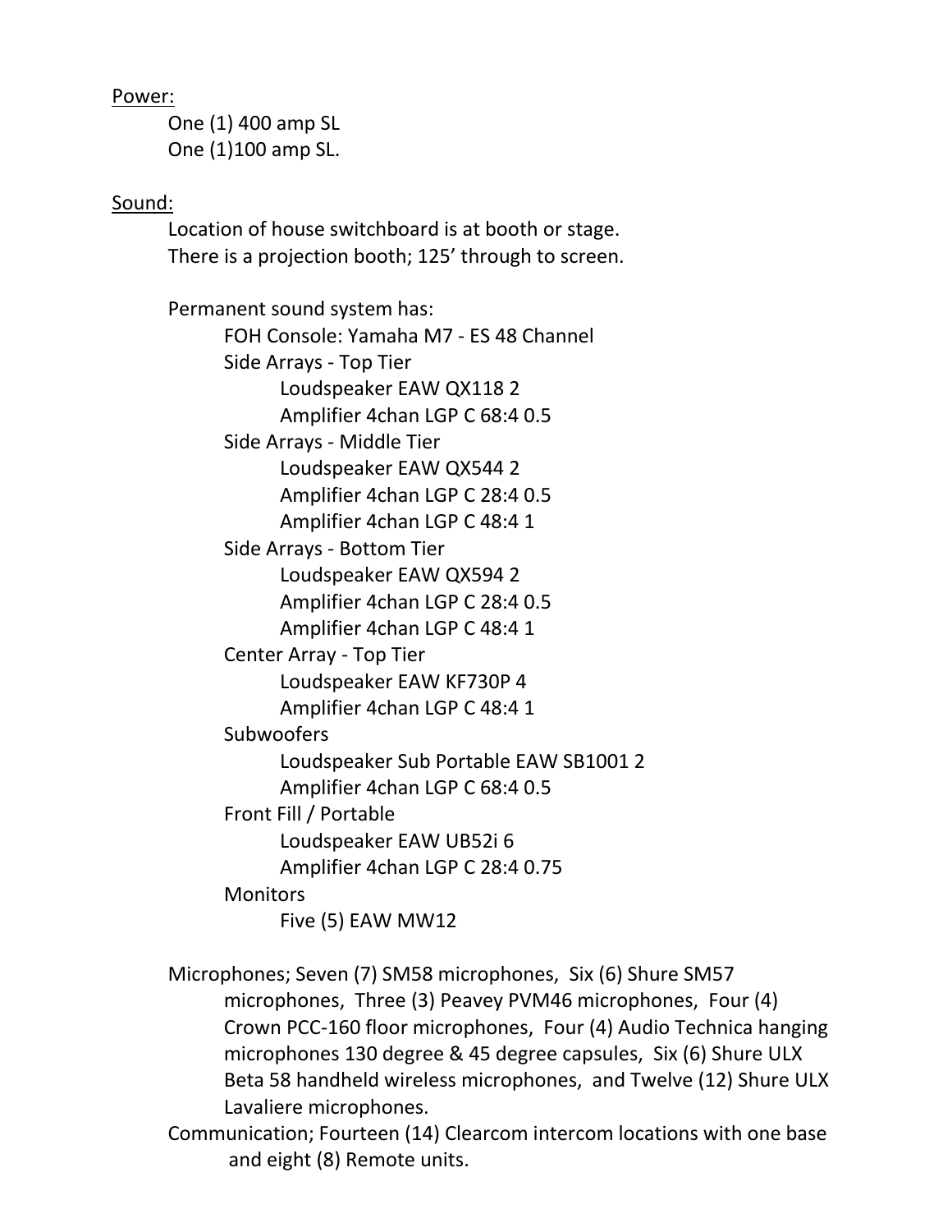Power:

- One (1) 400 amp SL
- One (1)100 amp SL.

Sound:

Location of house switchboard is at booth or stage.
There is a projection booth; 125’ through to screen.

Permanent sound system has:

- FOH Console: Yamaha M7 - ES 48 Channel
- Side Arrays - Top Tier
  - Loudspeaker EAW QX118 2
  - Amplifier 4chan LGP C 68:4 0.5
- Side Arrays - Middle Tier
  - Loudspeaker EAW QX544 2
  - Amplifier 4chan LGP C 28:4 0.5
  - Amplifier 4chan LGP C 48:4 1
- Side Arrays - Bottom Tier
  - Loudspeaker EAW QX594 2
  - Amplifier 4chan LGP C 28:4 0.5
  - Amplifier 4chan LGP C 48:4 1
- Center Array - Top Tier
  - Loudspeaker EAW KF730P 4
  - Amplifier 4chan LGP C 48:4 1
- Subwoofers
  - Loudspeaker Sub Portable EAW SB1001 2
  - Amplifier 4chan LGP C 68:4 0.5
- Front Fill / Portable
  - Loudspeaker EAW UB52i 6
  - Amplifier 4chan LGP C 28:4 0.75
- Monitors
  - Five (5) EAW MW12

Microphones; Seven (7) SM58 microphones, Six (6) Shure SM57 microphones, Three (3) Peavey PVM46 microphones, Four (4) Crown PCC-160 floor microphones, Four (4) Audio Technica hanging microphones 130 degree & 45 degree capsules, Six (6) Shure ULX Beta 58 handheld wireless microphones, and Twelve (12) Shure ULX Lavaliere microphones.

Communication; Fourteen (14) Clearcom intercom locations with one base and eight (8) Remote units.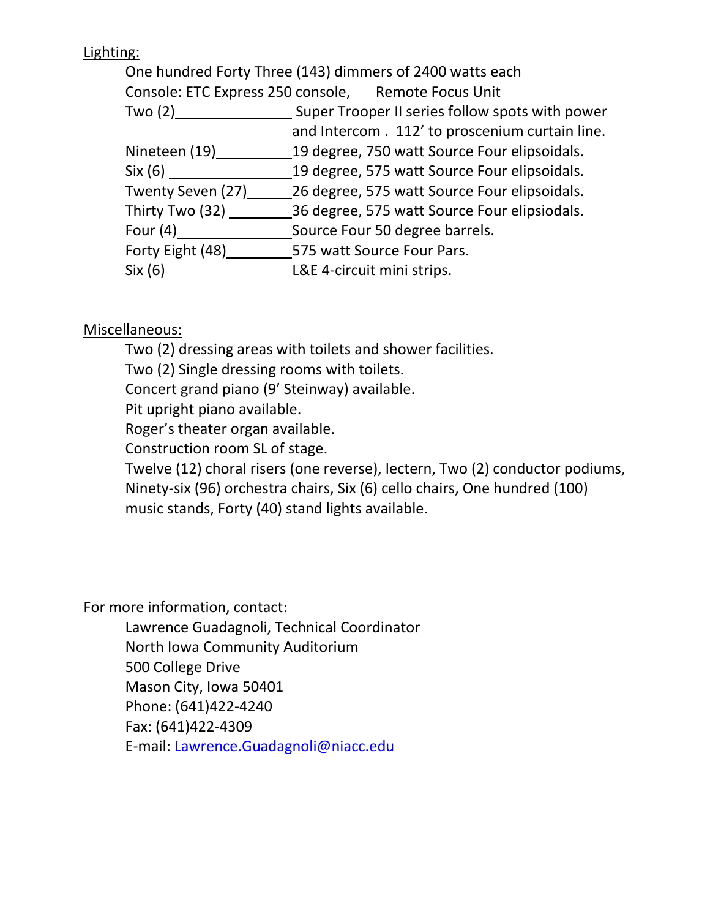Lighting:

One hundred Forty Three (143) dimmers of 2400 watts each

Console: ETC Express 250 console, Remote Focus Unit

| Quantity | Item |
| --- | --- |
| Two (2) | Super Trooper II series follow spots with power and Intercom . 112' to proscenium curtain line. |
| Nineteen (19) | 19 degree, 750 watt Source Four elipsoidals. |
| Six (6) | 19 degree, 575 watt Source Four elipsoidals. |
| Twenty Seven (27) | 26 degree, 575 watt Source Four elipsoidals. |
| Thirty Two (32) | 36 degree, 575 watt Source Four elipsiodals. |
| Four (4) | Source Four 50 degree barrels. |
| Forty Eight (48) | 575 watt Source Four Pars. |
| Six (6) | L&E 4-circuit mini strips. |

Miscellaneous:

Two (2) dressing areas with toilets and shower facilities.

Two (2) Single dressing rooms with toilets.

Concert grand piano (9' Steinway) available.

Pit upright piano available.

Roger's theater organ available.

Construction room SL of stage.

Twelve (12) choral risers (one reverse), lectern, Two (2) conductor podiums, Ninety-six (96) orchestra chairs, Six (6) cello chairs, One hundred (100) music stands, Forty (40) stand lights available.

For more information, contact:

Lawrence Guadagnoli, Technical Coordinator
North Iowa Community Auditorium
500 College Drive
Mason City, Iowa 50401
Phone: (641)422-4240
Fax: (641)422-4309
E-mail: Lawrence.Guadagnoli@niacc.edu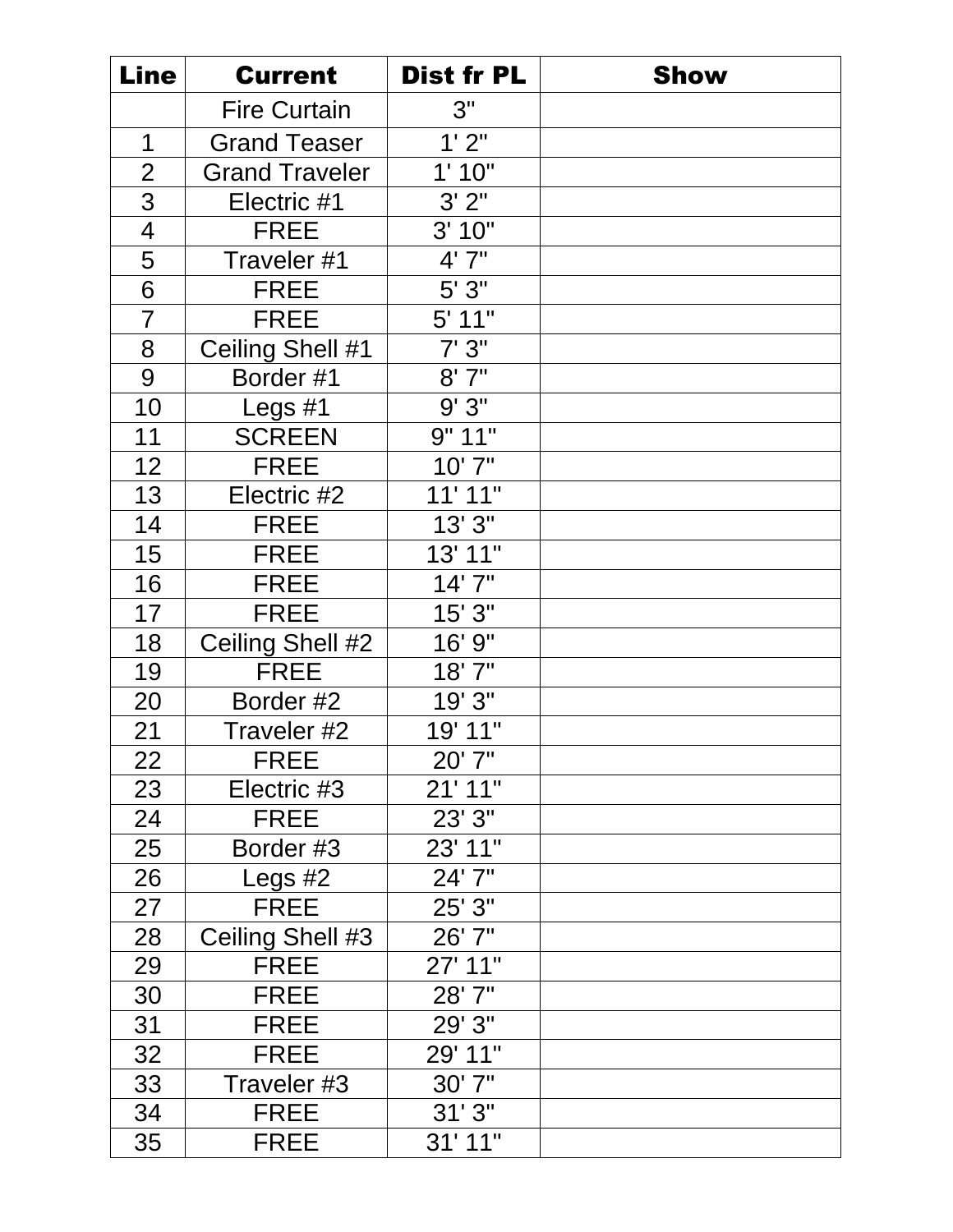| Line | Current | Dist fr PL | Show |
|---|---|---|---|
| | Fire Curtain | 3" | |
| 1 | Grand Teaser | 1' 2" | |
| 2 | Grand Traveler | 1' 10" | |
| 3 | Electric #1 | 3' 2" | |
| 4 | FREE | 3' 10" | |
| 5 | Traveler #1 | 4' 7" | |
| 6 | FREE | 5' 3" | |
| 7 | FREE | 5' 11" | |
| 8 | Ceiling Shell #1 | 7' 3" | |
| 9 | Border #1 | 8' 7" | |
| 10 | Legs #1 | 9' 3" | |
| 11 | SCREEN | 9" 11" | |
| 12 | FREE | 10' 7" | |
| 13 | Electric #2 | 11' 11" | |
| 14 | FREE | 13' 3" | |
| 15 | FREE | 13' 11" | |
| 16 | FREE | 14' 7" | |
| 17 | FREE | 15' 3" | |
| 18 | Ceiling Shell #2 | 16' 9" | |
| 19 | FREE | 18' 7" | |
| 20 | Border #2 | 19' 3" | |
| 21 | Traveler #2 | 19' 11" | |
| 22 | FREE | 20' 7" | |
| 23 | Electric #3 | 21' 11" | |
| 24 | FREE | 23' 3" | |
| 25 | Border #3 | 23' 11" | |
| 26 | Legs #2 | 24' 7" | |
| 27 | FREE | 25' 3" | |
| 28 | Ceiling Shell #3 | 26' 7" | |
| 29 | FREE | 27' 11" | |
| 30 | FREE | 28' 7" | |
| 31 | FREE | 29' 3" | |
| 32 | FREE | 29' 11" | |
| 33 | Traveler #3 | 30' 7" | |
| 34 | FREE | 31' 3" | |
| 35 | FREE | 31' 11" | |